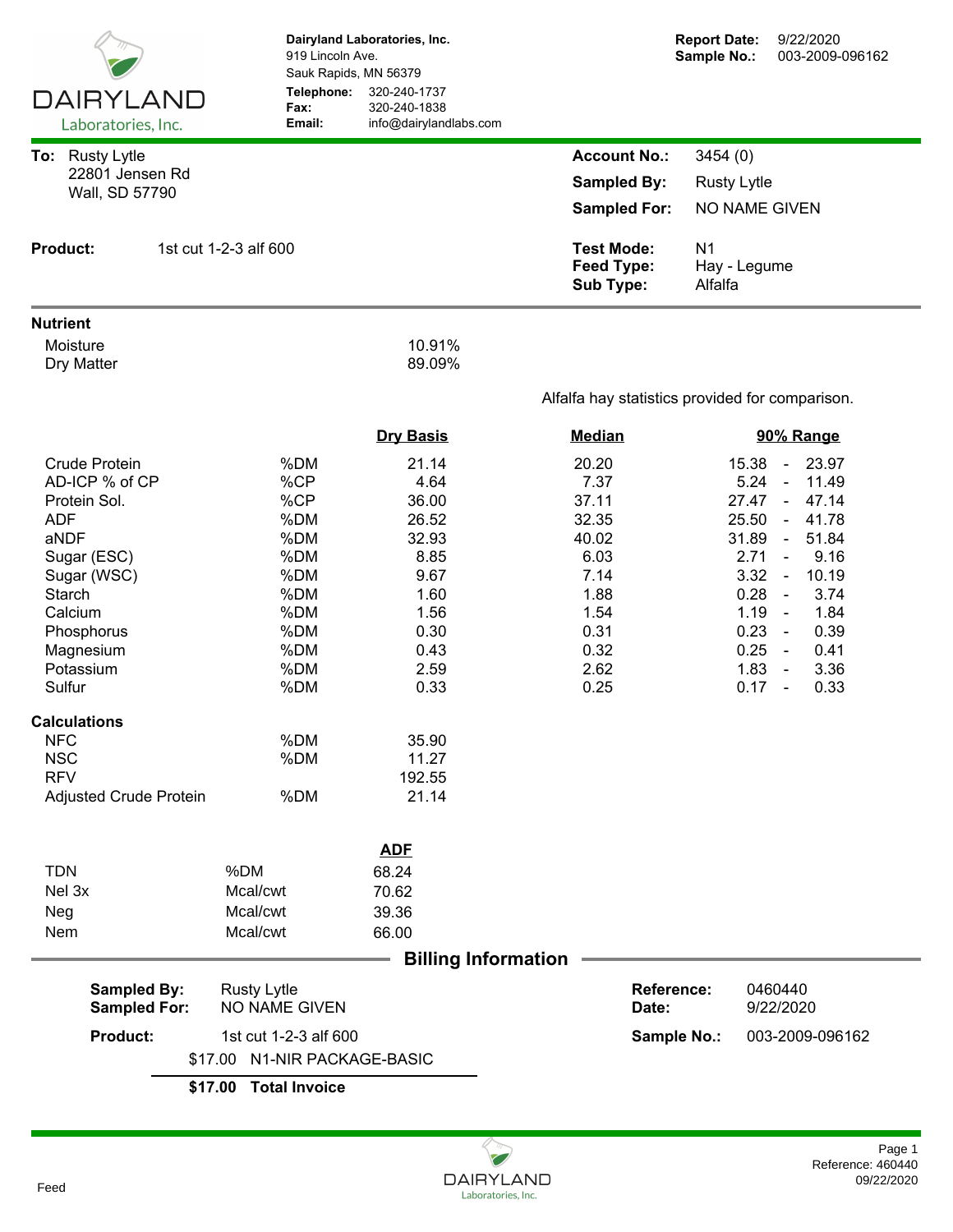**DAIRYLAND** Laboratories, Inc.

**Dairyland Laboratories, Inc.**
919 Lincoln Ave.
Sauk Rapids, MN 56379
**Telephone:** 320-240-1737
**Fax:** 320-240-1838
**Email:** info@dairylandlabs.com

**Report Date:** 9/22/2020
**Sample No.:** 003-2009-096162

**To:** Rusty Lytle
22801 Jensen Rd
Wall, SD 57790

**Account No.:** 3454 (0)
**Sampled By:** Rusty Lytle
**Sampled For:** NO NAME GIVEN

**Product:** 1st cut 1-2-3 alf 600

**Test Mode:** N1
**Feed Type:** Hay - Legume
**Sub Type:** Alfalfa

## Nutrient

| | |
|---|---|
| Moisture | 10.91% |
| Dry Matter | 89.09% |

Alfalfa hay statistics provided for comparison.

| Nutrient | Unit | Dry Basis | Median | 90% Range |
|---|---|---|---|---|
| Crude Protein | %DM | 21.14 | 20.20 | 15.38 - 23.97 |
| AD-ICP % of CP | %CP | 4.64 | 7.37 | 5.24 - 11.49 |
| Protein Sol. | %CP | 36.00 | 37.11 | 27.47 - 47.14 |
| ADF | %DM | 26.52 | 32.35 | 25.50 - 41.78 |
| aNDF | %DM | 32.93 | 40.02 | 31.89 - 51.84 |
| Sugar (ESC) | %DM | 8.85 | 6.03 | 2.71 - 9.16 |
| Sugar (WSC) | %DM | 9.67 | 7.14 | 3.32 - 10.19 |
| Starch | %DM | 1.60 | 1.88 | 0.28 - 3.74 |
| Calcium | %DM | 1.56 | 1.54 | 1.19 - 1.84 |
| Phosphorus | %DM | 0.30 | 0.31 | 0.23 - 0.39 |
| Magnesium | %DM | 0.43 | 0.32 | 0.25 - 0.41 |
| Potassium | %DM | 2.59 | 2.62 | 1.83 - 3.36 |
| Sulfur | %DM | 0.33 | 0.25 | 0.17 - 0.33 |

## Calculations

| | | |
|---|---|---|
| NFC | %DM | 35.90 |
| NSC | %DM | 11.27 |
| RFV | | 192.55 |
| Adjusted Crude Protein | %DM | 21.14 |

| | | ADF |
|---|---|---|
| TDN | %DM | 68.24 |
| Nel 3x | Mcal/cwt | 70.62 |
| Neg | Mcal/cwt | 39.36 |
| Nem | Mcal/cwt | 66.00 |

## Billing Information

**Sampled By:** Rusty Lytle
**Sampled For:** NO NAME GIVEN

**Reference:** 0460440
**Date:** 9/22/2020

**Product:** 1st cut 1-2-3 alf 600

**Sample No.:** 003-2009-096162

$17.00 N1-NIR PACKAGE-BASIC

**$17.00 Total Invoice**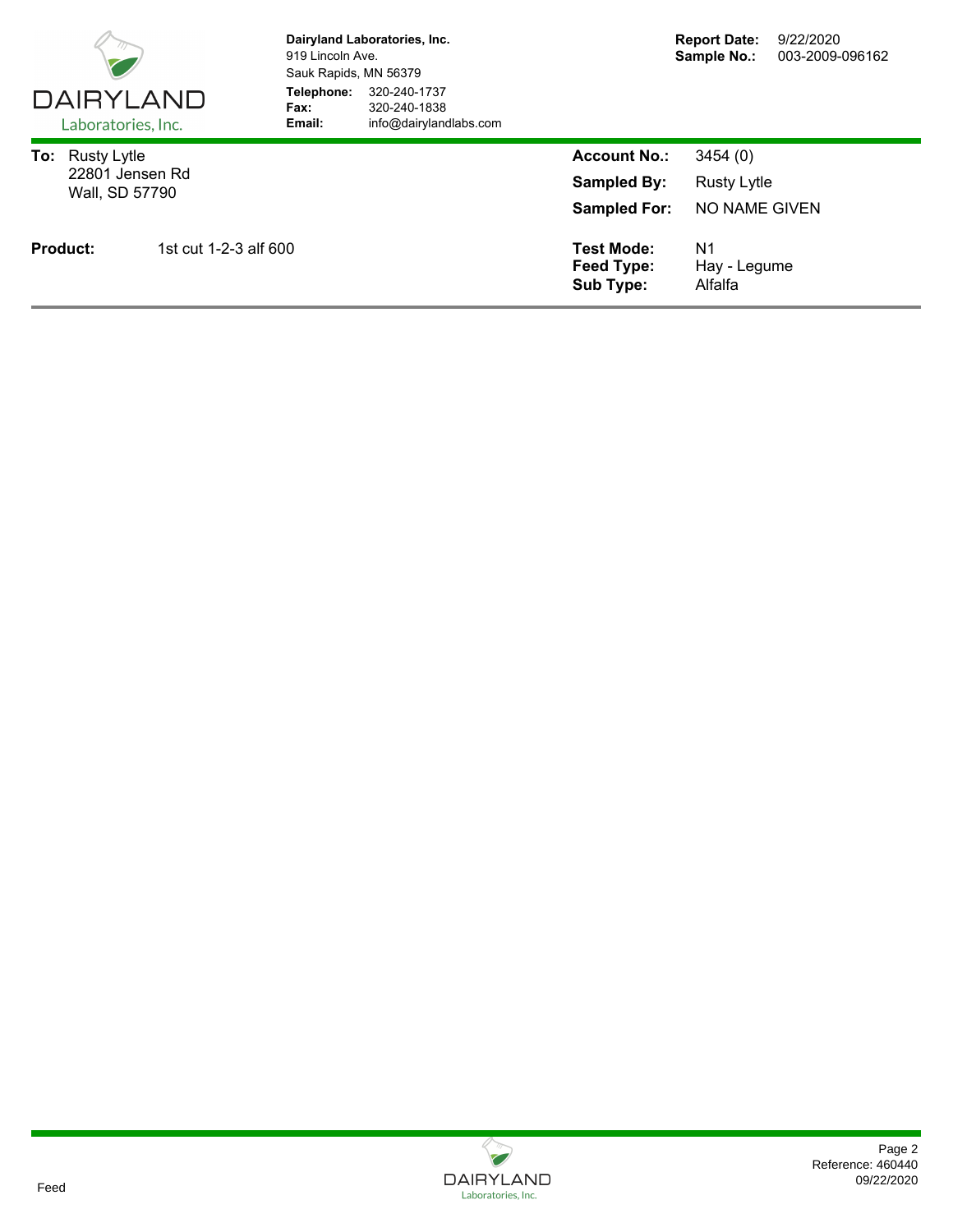**Dairyland Laboratories, Inc.**
919 Lincoln Ave.
Sauk Rapids, MN 56379

| | |
|---|---|
| **Telephone:** | 320-240-1737 |
| **Fax:** | 320-240-1838 |
| **Email:** | info@dairylandlabs.com |

**Report Date:** 9/22/2020
**Sample No.:** 003-2009-096162

**To:** Rusty Lytle
22801 Jensen Rd
Wall, SD 57790

**Account No.:** 3454 (0)
**Sampled By:** Rusty Lytle
**Sampled For:** NO NAME GIVEN

**Product:** 1st cut 1-2-3 alf 600

**Test Mode:** N1
**Feed Type:** Hay - Legume
**Sub Type:** Alfalfa

Reference: 460440
09/22/2020

Feed